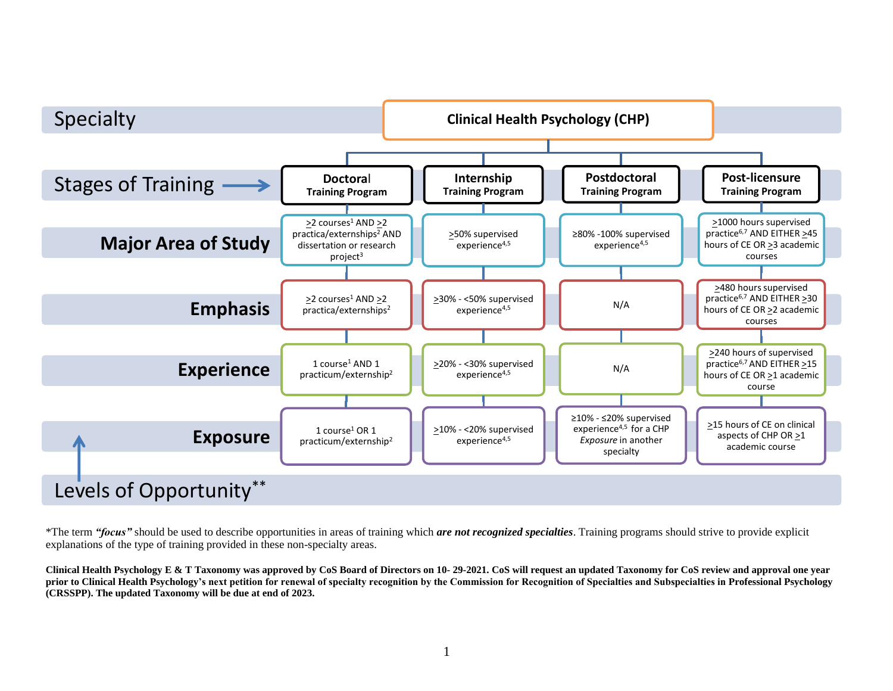**Specialty:** Clinical Health Psychology (CHP)

| Levels of Opportunity** / Stages of Training | Doctoral Training Program | Internship Training Program | Postdoctoral Training Program | Post-licensure Training Program |
|---|---|---|---|---|
| **Major Area of Study** | ≥2 courses[1] AND ≥2 practica/externships[2] AND dissertation or research project[3] | ≥50% supervised experience[4,5] | ≥80% -100% supervised experience[4,5] | ≥1000 hours supervised practice[6,7] AND EITHER ≥45 hours of CE OR ≥3 academic courses |
| **Emphasis** | ≥2 courses[1] AND ≥2 practica/externships[2] | ≥30% - <50% supervised experience[4,5] | N/A | ≥480 hours supervised practice[6,7] AND EITHER ≥30 hours of CE OR ≥2 academic courses |
| **Experience** | 1 course[1] AND 1 practicum/externship[2] | ≥20% - <30% supervised experience[4,5] | N/A | ≥240 hours of supervised practice[6,7] AND EITHER ≥15 hours of CE OR ≥1 academic course |
| **Exposure** | 1 course[1] OR 1 practicum/externship[2] | ≥10% - <20% supervised experience[4,5] | ≥10% - ≤20% supervised experience[4,5] for a CHP *Exposure* in another specialty | ≥15 hours of CE on clinical aspects of CHP OR ≥1 academic course |

*The term ***"focus"*** should be used to describe opportunities in areas of training which ***are not recognized specialties***. Training programs should strive to provide explicit explanations of the type of training provided in these non-specialty areas.

**Clinical Health Psychology E & T Taxonomy was approved by CoS Board of Directors on 10- 29-2021. CoS will request an updated Taxonomy for CoS review and approval one year prior to Clinical Health Psychology's next petition for renewal of specialty recognition by the Commission for Recognition of Specialties and Subspecialties in Professional Psychology (CRSSPP). The updated Taxonomy will be due at end of 2023.**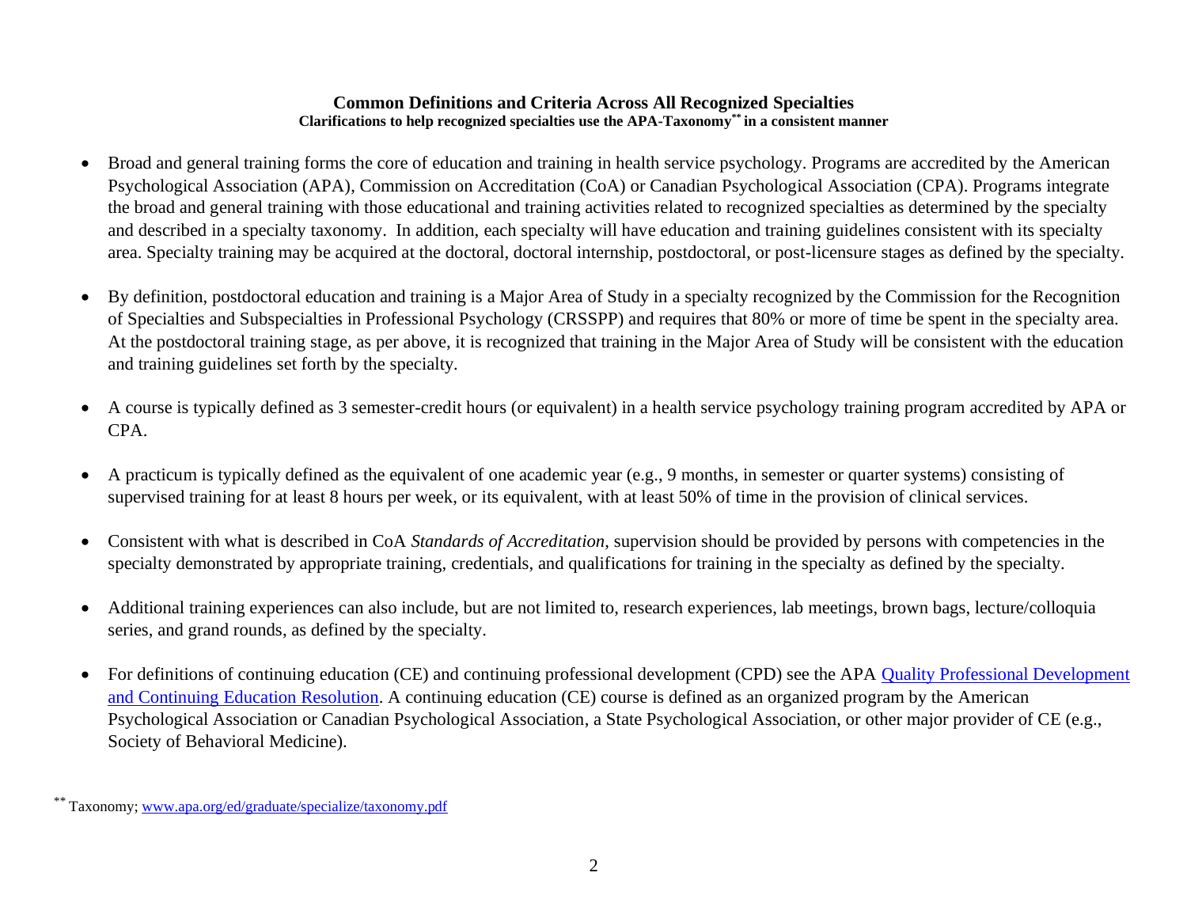## Common Definitions and Criteria Across All Recognized Specialties

**Clarifications to help recognized specialties use the APA-Taxonomy[**] in a consistent manner**

- Broad and general training forms the core of education and training in health service psychology. Programs are accredited by the American Psychological Association (APA), Commission on Accreditation (CoA) or Canadian Psychological Association (CPA). Programs integrate the broad and general training with those educational and training activities related to recognized specialties as determined by the specialty and described in a specialty taxonomy. In addition, each specialty will have education and training guidelines consistent with its specialty area. Specialty training may be acquired at the doctoral, doctoral internship, postdoctoral, or post-licensure stages as defined by the specialty.

- By definition, postdoctoral education and training is a Major Area of Study in a specialty recognized by the Commission for the Recognition of Specialties and Subspecialties in Professional Psychology (CRSSPP) and requires that 80% or more of time be spent in the specialty area. At the postdoctoral training stage, as per above, it is recognized that training in the Major Area of Study will be consistent with the education and training guidelines set forth by the specialty.

- A course is typically defined as 3 semester-credit hours (or equivalent) in a health service psychology training program accredited by APA or CPA.

- A practicum is typically defined as the equivalent of one academic year (e.g., 9 months, in semester or quarter systems) consisting of supervised training for at least 8 hours per week, or its equivalent, with at least 50% of time in the provision of clinical services.

- Consistent with what is described in CoA *Standards of Accreditation*, supervision should be provided by persons with competencies in the specialty demonstrated by appropriate training, credentials, and qualifications for training in the specialty as defined by the specialty.

- Additional training experiences can also include, but are not limited to, research experiences, lab meetings, brown bags, lecture/colloquia series, and grand rounds, as defined by the specialty.

- For definitions of continuing education (CE) and continuing professional development (CPD) see the APA [Quality Professional Development and Continuing Education Resolution](). A continuing education (CE) course is defined as an organized program by the American Psychological Association or Canadian Psychological Association, a State Psychological Association, or other major provider of CE (e.g., Society of Behavioral Medicine).

[**] Taxonomy; [www.apa.org/ed/graduate/specialize/taxonomy.pdf](www.apa.org/ed/graduate/specialize/taxonomy.pdf)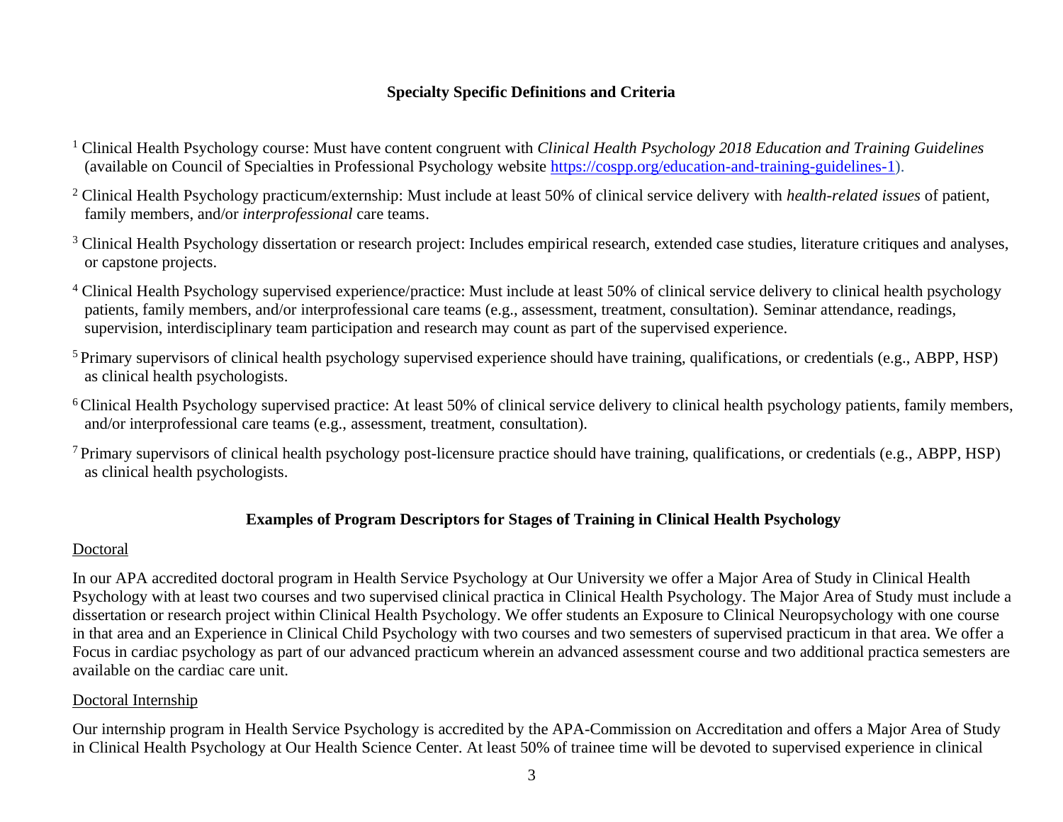## Specialty Specific Definitions and Criteria

[1] Clinical Health Psychology course: Must have content congruent with *Clinical Health Psychology 2018 Education and Training Guidelines* (available on Council of Specialties in Professional Psychology website https://cospp.org/education-and-training-guidelines-1).

[2] Clinical Health Psychology practicum/externship: Must include at least 50% of clinical service delivery with *health-related issues* of patient, family members, and/or *interprofessional* care teams.

[3] Clinical Health Psychology dissertation or research project: Includes empirical research, extended case studies, literature critiques and analyses, or capstone projects.

[4] Clinical Health Psychology supervised experience/practice: Must include at least 50% of clinical service delivery to clinical health psychology patients, family members, and/or interprofessional care teams (e.g., assessment, treatment, consultation). Seminar attendance, readings, supervision, interdisciplinary team participation and research may count as part of the supervised experience.

[5] Primary supervisors of clinical health psychology supervised experience should have training, qualifications, or credentials (e.g., ABPP, HSP) as clinical health psychologists.

[6] Clinical Health Psychology supervised practice: At least 50% of clinical service delivery to clinical health psychology patients, family members, and/or interprofessional care teams (e.g., assessment, treatment, consultation).

[7] Primary supervisors of clinical health psychology post-licensure practice should have training, qualifications, or credentials (e.g., ABPP, HSP) as clinical health psychologists.

## Examples of Program Descriptors for Stages of Training in Clinical Health Psychology

### Doctoral

In our APA accredited doctoral program in Health Service Psychology at Our University we offer a Major Area of Study in Clinical Health Psychology with at least two courses and two supervised clinical practica in Clinical Health Psychology. The Major Area of Study must include a dissertation or research project within Clinical Health Psychology. We offer students an Exposure to Clinical Neuropsychology with one course in that area and an Experience in Clinical Child Psychology with two courses and two semesters of supervised practicum in that area. We offer a Focus in cardiac psychology as part of our advanced practicum wherein an advanced assessment course and two additional practica semesters are available on the cardiac care unit.

### Doctoral Internship

Our internship program in Health Service Psychology is accredited by the APA-Commission on Accreditation and offers a Major Area of Study in Clinical Health Psychology at Our Health Science Center. At least 50% of trainee time will be devoted to supervised experience in clinical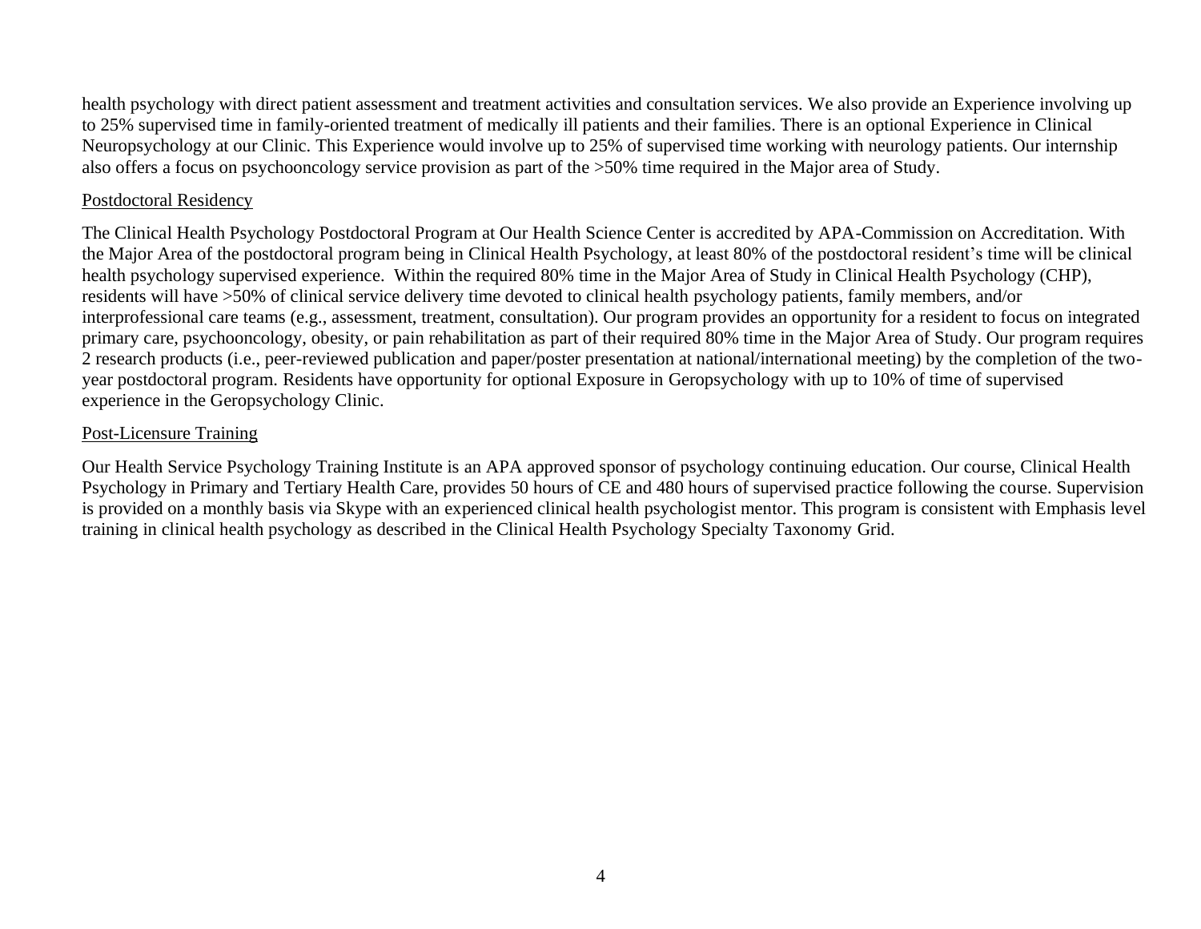health psychology with direct patient assessment and treatment activities and consultation services. We also provide an Experience involving up to 25% supervised time in family-oriented treatment of medically ill patients and their families. There is an optional Experience in Clinical Neuropsychology at our Clinic. This Experience would involve up to 25% of supervised time working with neurology patients. Our internship also offers a focus on psychooncology service provision as part of the >50% time required in the Major area of Study.

## Postdoctoral Residency

The Clinical Health Psychology Postdoctoral Program at Our Health Science Center is accredited by APA-Commission on Accreditation. With the Major Area of the postdoctoral program being in Clinical Health Psychology, at least 80% of the postdoctoral resident's time will be clinical health psychology supervised experience. Within the required 80% time in the Major Area of Study in Clinical Health Psychology (CHP), residents will have >50% of clinical service delivery time devoted to clinical health psychology patients, family members, and/or interprofessional care teams (e.g., assessment, treatment, consultation). Our program provides an opportunity for a resident to focus on integrated primary care, psychooncology, obesity, or pain rehabilitation as part of their required 80% time in the Major Area of Study. Our program requires 2 research products (i.e., peer-reviewed publication and paper/poster presentation at national/international meeting) by the completion of the two-year postdoctoral program. Residents have opportunity for optional Exposure in Geropsychology with up to 10% of time of supervised experience in the Geropsychology Clinic.

## Post-Licensure Training

Our Health Service Psychology Training Institute is an APA approved sponsor of psychology continuing education. Our course, Clinical Health Psychology in Primary and Tertiary Health Care, provides 50 hours of CE and 480 hours of supervised practice following the course. Supervision is provided on a monthly basis via Skype with an experienced clinical health psychologist mentor. This program is consistent with Emphasis level training in clinical health psychology as described in the Clinical Health Psychology Specialty Taxonomy Grid.